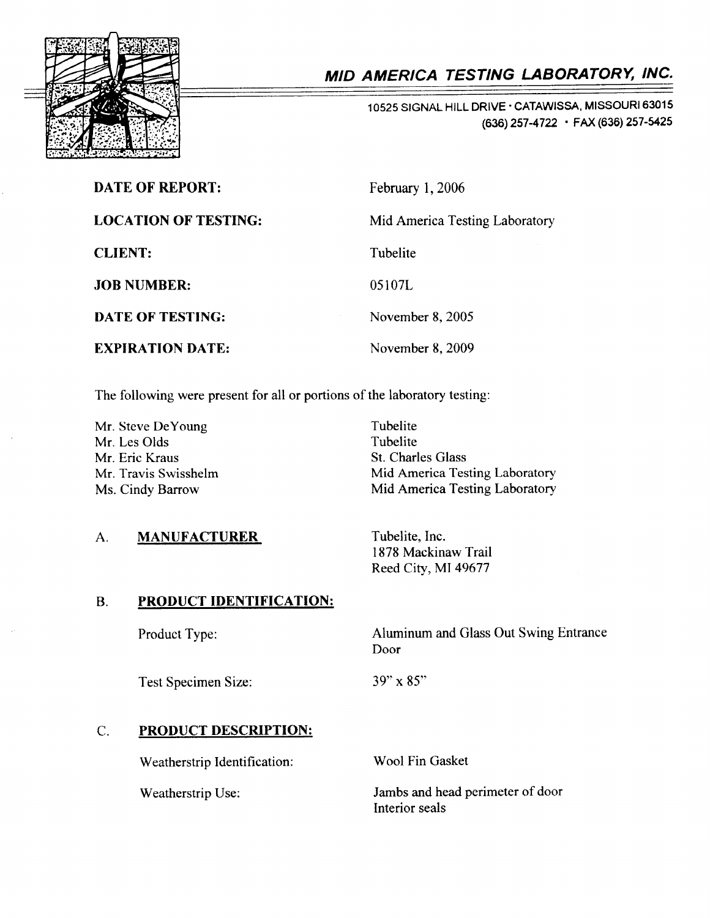# MID AMERICA TESTING LABORATORY, INC.

10525 SIGNAL HILL DRIVE · CATAWISSA, MISSOURI 63015
(636) 257-4722 · FAX (636) 257-5425

| | |
|---|---|
| **DATE OF REPORT:** | February 1, 2006 |
| **LOCATION OF TESTING:** | Mid America Testing Laboratory |
| **CLIENT:** | Tubelite |
| **JOB NUMBER:** | 05107L |
| **DATE OF TESTING:** | November 8, 2005 |
| **EXPIRATION DATE:** | November 8, 2009 |

The following were present for all or portions of the laboratory testing:

| | |
|---|---|
| Mr. Steve DeYoung | Tubelite |
| Mr. Les Olds | Tubelite |
| Mr. Eric Kraus | St. Charles Glass |
| Mr. Travis Swisshelm | Mid America Testing Laboratory |
| Ms. Cindy Barrow | Mid America Testing Laboratory |

## A. MANUFACTURER

Tubelite, Inc.
1878 Mackinaw Trail
Reed City, MI 49677

## B. PRODUCT IDENTIFICATION:

| | |
|---|---|
| Product Type: | Aluminum and Glass Out Swing Entrance Door |
| Test Specimen Size: | 39" x 85" |

## C. PRODUCT DESCRIPTION:

| | |
|---|---|
| Weatherstrip Identification: | Wool Fin Gasket |
| Weatherstrip Use: | Jambs and head perimeter of door<br>Interior seals |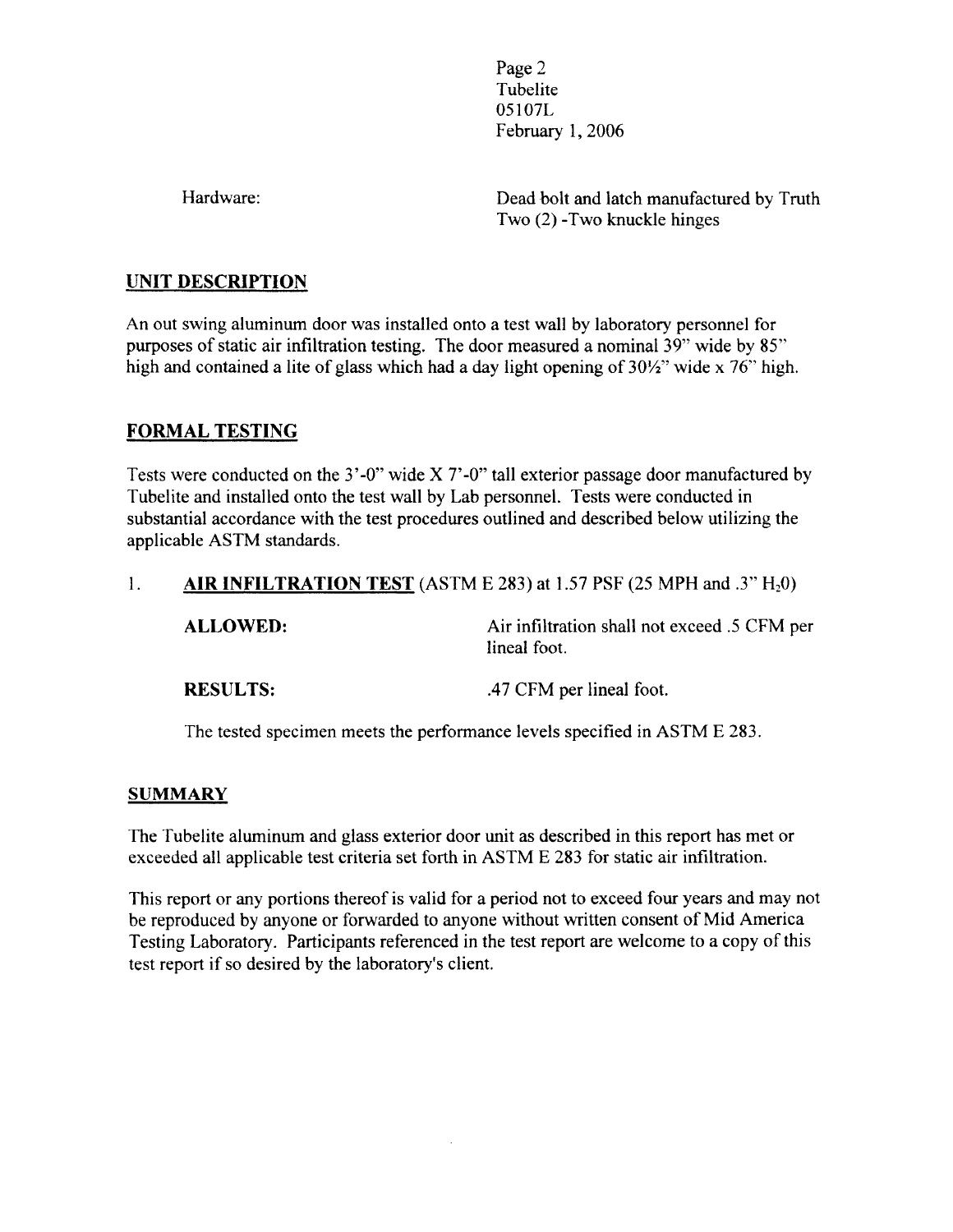Hardware: Dead bolt and latch manufactured by Truth
Two (2) -Two knuckle hinges

## UNIT DESCRIPTION

An out swing aluminum door was installed onto a test wall by laboratory personnel for purposes of static air infiltration testing. The door measured a nominal 39" wide by 85" high and contained a lite of glass which had a day light opening of 30½" wide x 76" high.

## FORMAL TESTING

Tests were conducted on the 3'-0" wide X 7'-0" tall exterior passage door manufactured by Tubelite and installed onto the test wall by Lab personnel. Tests were conducted in substantial accordance with the test procedures outlined and described below utilizing the applicable ASTM standards.

1. **AIR INFILTRATION TEST** (ASTM E 283) at 1.57 PSF (25 MPH and .3" $H_2O$)

   **ALLOWED:** Air infiltration shall not exceed .5 CFM per lineal foot.

   **RESULTS:** .47 CFM per lineal foot.

   The tested specimen meets the performance levels specified in ASTM E 283.

## SUMMARY

The Tubelite aluminum and glass exterior door unit as described in this report has met or exceeded all applicable test criteria set forth in ASTM E 283 for static air infiltration.

This report or any portions thereof is valid for a period not to exceed four years and may not be reproduced by anyone or forwarded to anyone without written consent of Mid America Testing Laboratory. Participants referenced in the test report are welcome to a copy of this test report if so desired by the laboratory's client.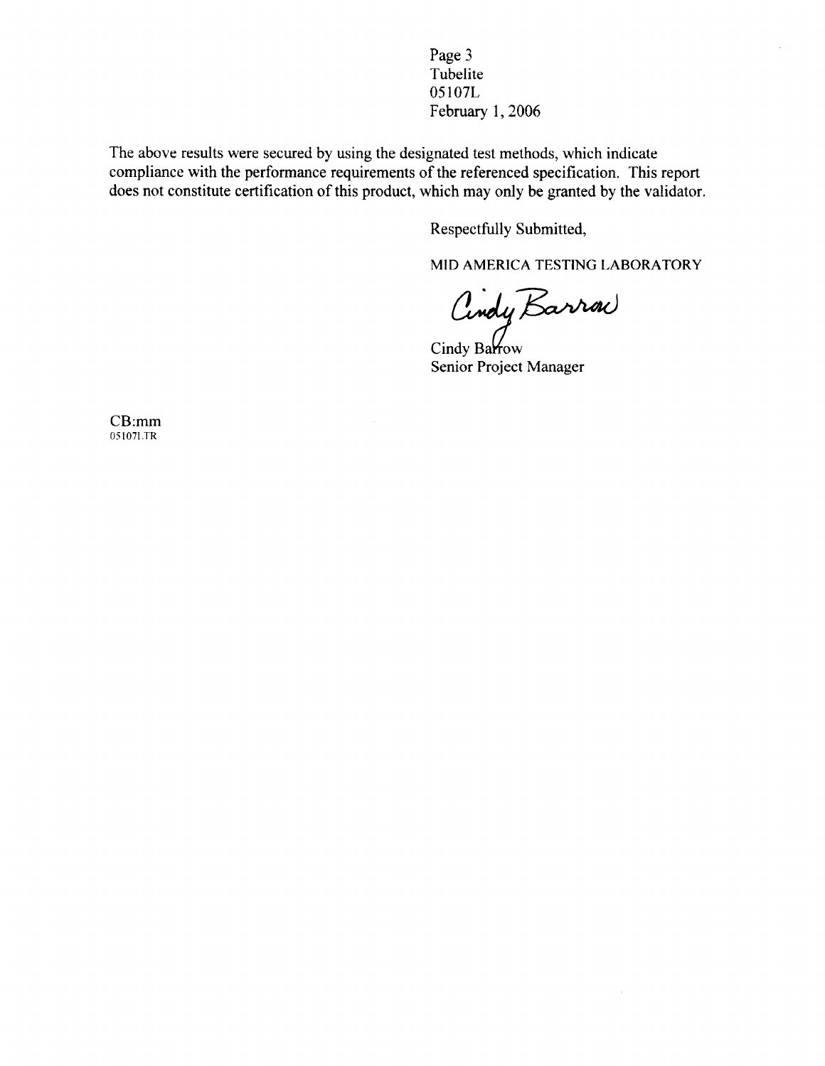The above results were secured by using the designated test methods, which indicate compliance with the performance requirements of the referenced specification. This report does not constitute certification of this product, which may only be granted by the validator.

Respectfully Submitted,

MID AMERICA TESTING LABORATORY

Cindy Barrow

Cindy Barrow
Senior Project Manager

CB:mm
05107L.TR